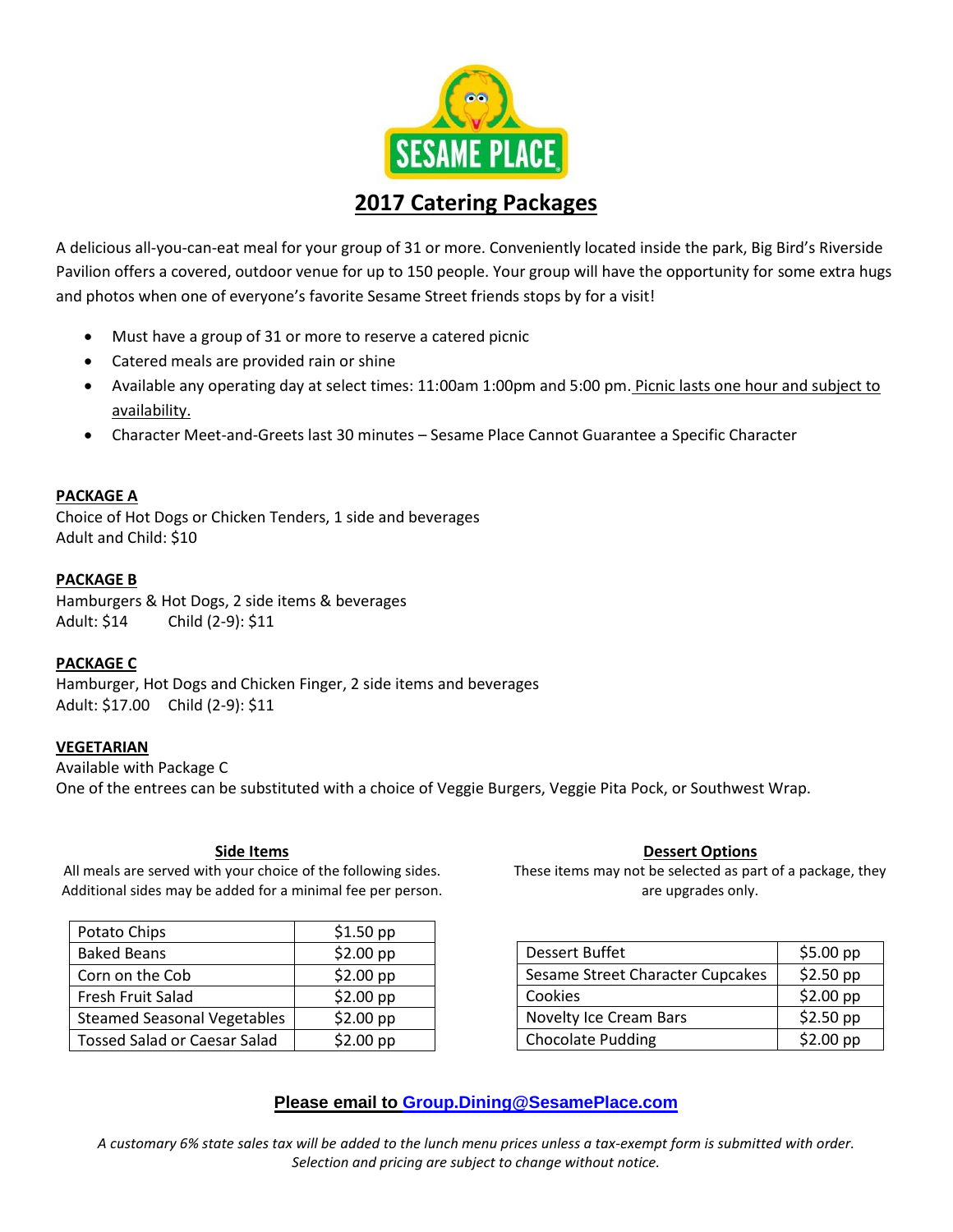# 2017 Catering Packages

A delicious all-you-can-eat meal for your group of 31 or more. Conveniently located inside the park, Big Bird's Riverside Pavilion offers a covered, outdoor venue for up to 150 people. Your group will have the opportunity for some extra hugs and photos when one of everyone's favorite Sesame Street friends stops by for a visit!

- Must have a group of 31 or more to reserve a catered picnic
- Catered meals are provided rain or shine
- Available any operating day at select times: 11:00am 1:00pm and 5:00 pm. Picnic lasts one hour and subject to availability.
- Character Meet-and-Greets last 30 minutes – Sesame Place Cannot Guarantee a Specific Character

**PACKAGE A**

Choice of Hot Dogs or Chicken Tenders, 1 side and beverages
Adult and Child: $10

**PACKAGE B**

Hamburgers & Hot Dogs, 2 side items & beverages
Adult: $14 Child (2-9): $11

**PACKAGE C**

Hamburger, Hot Dogs and Chicken Finger, 2 side items and beverages
Adult: $17.00 Child (2-9): $11

**VEGETARIAN**

Available with Package C
One of the entrees can be substituted with a choice of Veggie Burgers, Veggie Pita Pock, or Southwest Wrap.

**Side Items**

All meals are served with your choice of the following sides. Additional sides may be added for a minimal fee per person.

| Potato Chips | $1.50 pp |
|---|---|
| Baked Beans | $2.00 pp |
| Corn on the Cob | $2.00 pp |
| Fresh Fruit Salad | $2.00 pp |
| Steamed Seasonal Vegetables | $2.00 pp |
| Tossed Salad or Caesar Salad | $2.00 pp |

**Dessert Options**

These items may not be selected as part of a package, they are upgrades only.

| Dessert Buffet | $5.00 pp |
|---|---|
| Sesame Street Character Cupcakes | $2.50 pp |
| Cookies | $2.00 pp |
| Novelty Ice Cream Bars | $2.50 pp |
| Chocolate Pudding | $2.00 pp |

**Please email to Group.Dining@SesamePlace.com**

*A customary 6% state sales tax will be added to the lunch menu prices unless a tax-exempt form is submitted with order. Selection and pricing are subject to change without notice.*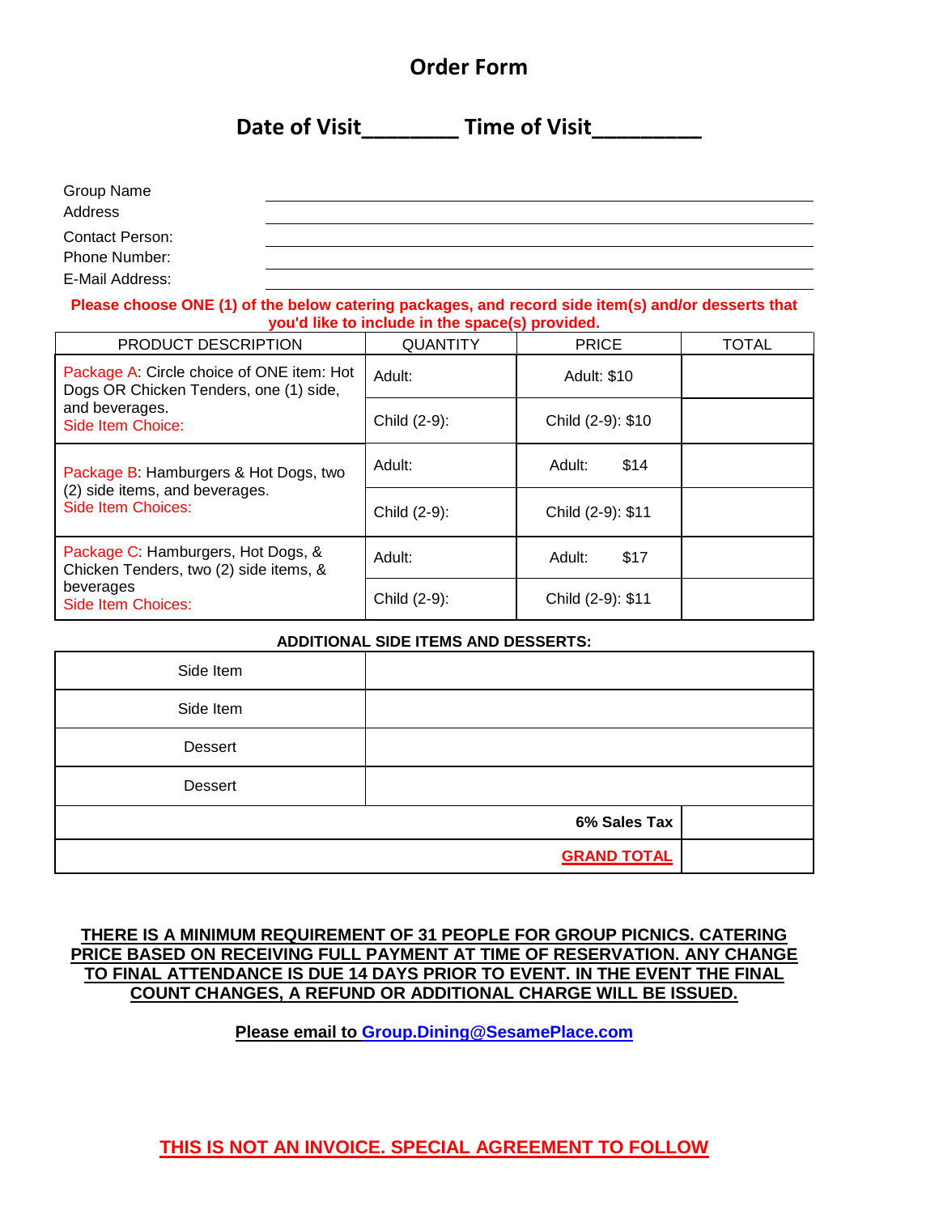# Order Form

## Date of Visit________ Time of Visit_________

Group Name ____________________
Address ____________________
Contact Person: ____________________
Phone Number: ____________________
E-Mail Address: ____________________

**Please choose ONE (1) of the below catering packages, and record side item(s) and/or desserts that you'd like to include in the space(s) provided.**

| PRODUCT DESCRIPTION | QUANTITY | PRICE | TOTAL |
|---|---|---|---|
| Package A: Circle choice of ONE item: Hot Dogs OR Chicken Tenders, one (1) side, and beverages. Side Item Choice: | Adult: | Adult: $10 | |
| | Child (2-9): | Child (2-9): $10 | |
| Package B: Hamburgers & Hot Dogs, two (2) side items, and beverages. Side Item Choices: | Adult: | Adult: $14 | |
| | Child (2-9): | Child (2-9): $11 | |
| Package C: Hamburgers, Hot Dogs, & Chicken Tenders, two (2) side items, & beverages Side Item Choices: | Adult: | Adult: $17 | |
| | Child (2-9): | Child (2-9): $11 | |

**ADDITIONAL SIDE ITEMS AND DESSERTS:**

| | | |
|---|---|---|
| Side Item | | |
| Side Item | | |
| Dessert | | |
| Dessert | | |
| | **6% Sales Tax** | |
| | **GRAND TOTAL** | |

**THERE IS A MINIMUM REQUIREMENT OF 31 PEOPLE FOR GROUP PICNICS. CATERING PRICE BASED ON RECEIVING FULL PAYMENT AT TIME OF RESERVATION. ANY CHANGE TO FINAL ATTENDANCE IS DUE 14 DAYS PRIOR TO EVENT. IN THE EVENT THE FINAL COUNT CHANGES, A REFUND OR ADDITIONAL CHARGE WILL BE ISSUED.**

**Please email to Group.Dining@SesamePlace.com**

**THIS IS NOT AN INVOICE. SPECIAL AGREEMENT TO FOLLOW**